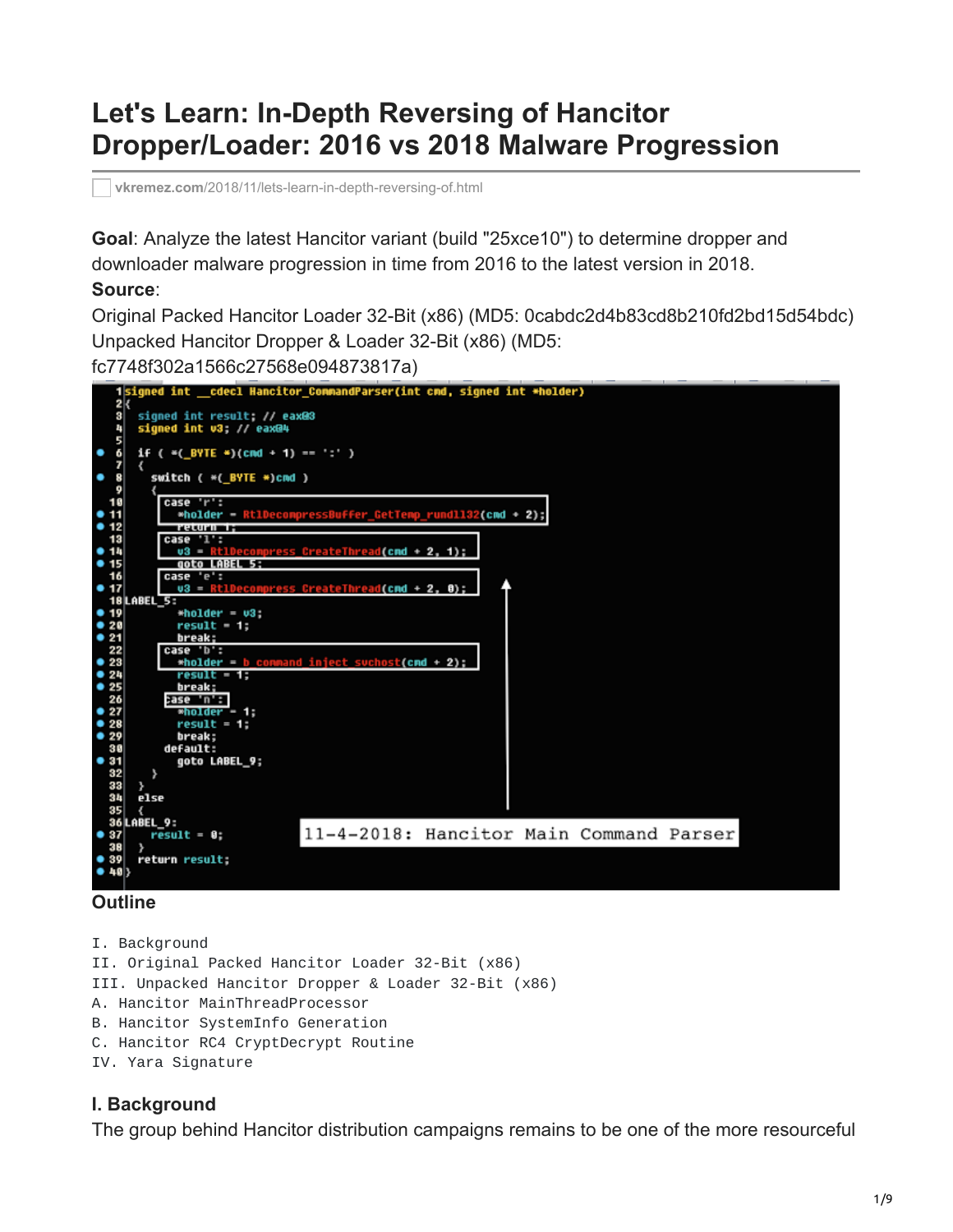# Let's Learn: In-Depth Reversing of Hancitor Dropper/Loader: 2016 vs 2018 Malware Progression

vkremez.com/2018/11/lets-learn-in-depth-reversing-of.html

**Goal**: Analyze the latest Hancitor variant (build "25xce10") to determine dropper and downloader malware progression in time from 2016 to the latest version in 2018.

**Source**:

Original Packed Hancitor Loader 32-Bit (x86) (MD5: 0cabdc2d4b83cd8b210fd2bd15d54bdc)

Unpacked Hancitor Dropper & Loader 32-Bit (x86) (MD5: fc7748f302a1566c27568e094873817a)

```
1 signed int __cdecl Hancitor_CommandParser(int cmd, signed int *holder)
2 {
3   signed int result; // eax@3
4   signed int v3; // eax@4
5
6   if ( *(_BYTE *)(cmd + 1) == ':' )
7   {
8     switch ( *(_BYTE *)cmd )
9     {
10      case 'r':
11        *holder = RtlDecompressBuffer_GetTemp_rundll32(cmd + 2);
12        return 1;
13      case 'l':
14        v3 = RtlDecompress_CreateThread(cmd + 2, 1);
15        goto LABEL_5;
16      case 'e':
17        v3 = RtlDecompress_CreateThread(cmd + 2, 0);
18 LABEL_5:
19        *holder = v3;
20        result = 1;
21        break;
22      case 'b':
23        *holder = b_command_inject_svchost(cmd + 2);
24        result = 1;
25        break;
26      case 'n':
27        *holder = 1;
28        result = 1;
29        break;
30      default:
31        goto LABEL_9;
32    }
33  }
34  else
35  {
36 LABEL_9:
37    result = 0;
38  }
39  return result;
40 }
```

11-4-2018: Hancitor Main Command Parser

## Outline

```
I. Background
II. Original Packed Hancitor Loader 32-Bit (x86)
III. Unpacked Hancitor Dropper & Loader 32-Bit (x86)
A. Hancitor MainThreadProcessor
B. Hancitor SystemInfo Generation
C. Hancitor RC4 CryptDecrypt Routine
IV. Yara Signature
```

## I. Background

The group behind Hancitor distribution campaigns remains to be one of the more resourceful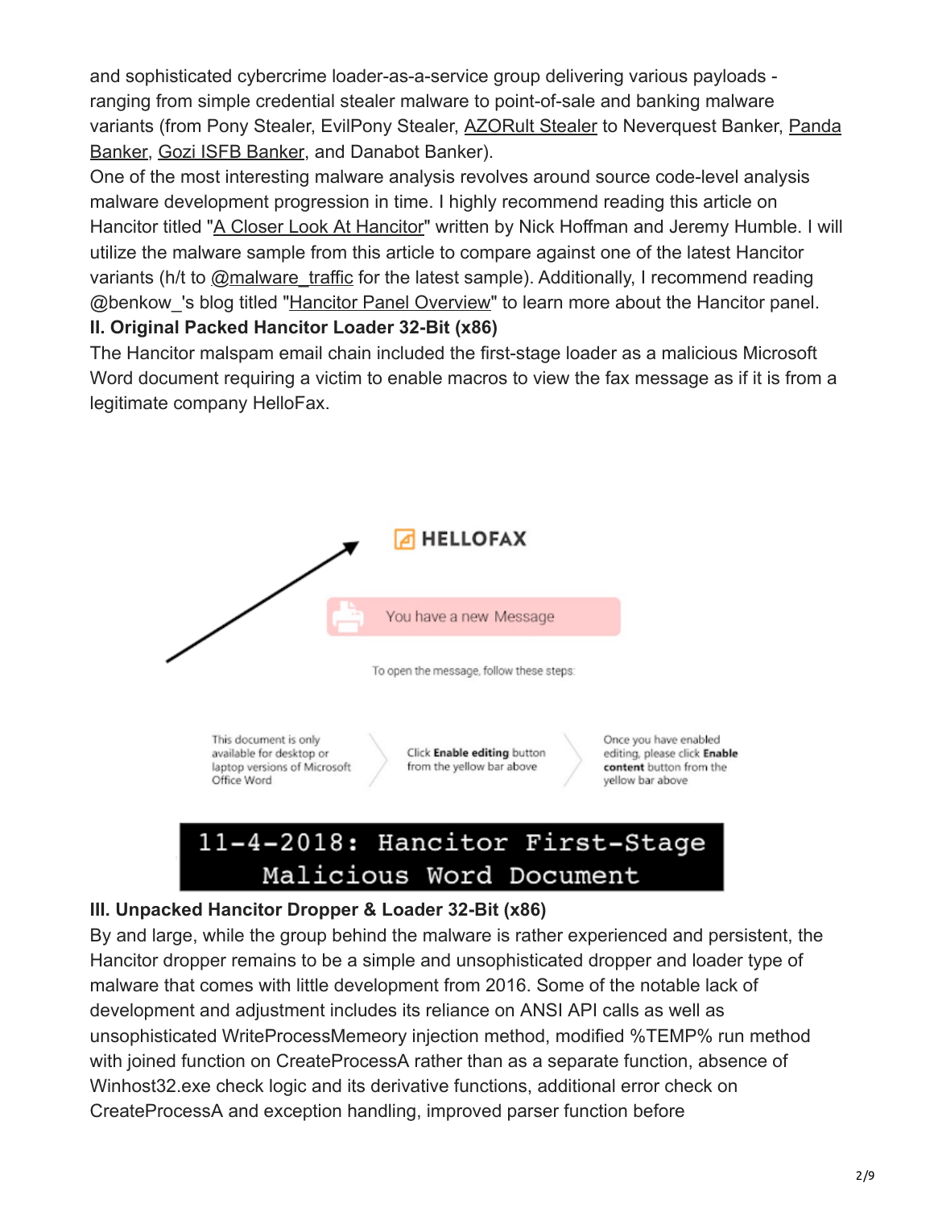and sophisticated cybercrime loader-as-a-service group delivering various payloads - ranging from simple credential stealer malware to point-of-sale and banking malware variants (from Pony Stealer, EvilPony Stealer, AZORult Stealer to Neverquest Banker, Panda Banker, Gozi ISFB Banker, and Danabot Banker).

One of the most interesting malware analysis revolves around source code-level analysis malware development progression in time. I highly recommend reading this article on Hancitor titled "A Closer Look At Hancitor" written by Nick Hoffman and Jeremy Humble. I will utilize the malware sample from this article to compare against one of the latest Hancitor variants (h/t to @malware_traffic for the latest sample). Additionally, I recommend reading @benkow_'s blog titled "Hancitor Panel Overview" to learn more about the Hancitor panel.

**II. Original Packed Hancitor Loader 32-Bit (x86)**

The Hancitor malspam email chain included the first-stage loader as a malicious Microsoft Word document requiring a victim to enable macros to view the fax message as if it is from a legitimate company HelloFax.

HELLOFAX

You have a new Message

To open the message, follow these steps:

This document is only available for desktop or laptop versions of Microsoft Office Word

Click **Enable editing** button from the yellow bar above

Once you have enabled editing, please click **Enable content** button from the yellow bar above

11-4-2018: Hancitor First-Stage Malicious Word Document

**III. Unpacked Hancitor Dropper & Loader 32-Bit (x86)**

By and large, while the group behind the malware is rather experienced and persistent, the Hancitor dropper remains to be a simple and unsophisticated dropper and loader type of malware that comes with little development from 2016. Some of the notable lack of development and adjustment includes its reliance on ANSI API calls as well as unsophisticated WriteProcessMemeory injection method, modified %TEMP% run method with joined function on CreateProcessA rather than as a separate function, absence of Winhost32.exe check logic and its derivative functions, additional error check on CreateProcessA and exception handling, improved parser function before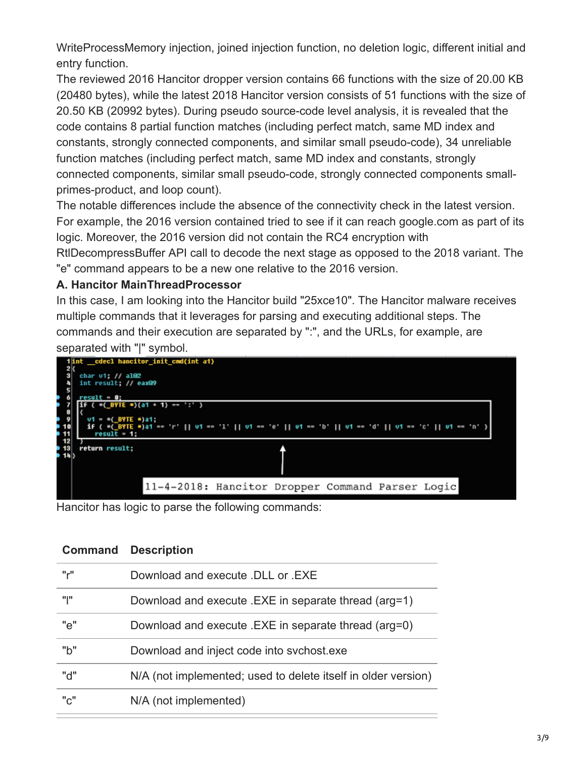WriteProcessMemory injection, joined injection function, no deletion logic, different initial and entry function.

The reviewed 2016 Hancitor dropper version contains 66 functions with the size of 20.00 KB (20480 bytes), while the latest 2018 Hancitor version consists of 51 functions with the size of 20.50 KB (20992 bytes). During pseudo source-code level analysis, it is revealed that the code contains 8 partial function matches (including perfect match, same MD index and constants, strongly connected components, and similar small pseudo-code), 34 unreliable function matches (including perfect match, same MD index and constants, strongly connected components, similar small pseudo-code, strongly connected components small-primes-product, and loop count).

The notable differences include the absence of the connectivity check in the latest version. For example, the 2016 version contained tried to see if it can reach google.com as part of its logic. Moreover, the 2016 version did not contain the RC4 encryption with RtlDecompressBuffer API call to decode the next stage as opposed to the 2018 variant. The "e" command appears to be a new one relative to the 2016 version.

### A. Hancitor MainThreadProcessor

In this case, I am looking into the Hancitor build "25xce10". The Hancitor malware receives multiple commands that it leverages for parsing and executing additional steps. The commands and their execution are separated by ":", and the URLs, for example, are separated with "|" symbol.

```
1  int __cdecl hancitor_init_cmd(int a1)
2  {
3    char v1; // al@2
4    int result; // eax@9
5
6    result = 0;
7    if ( *(_BYTE *)(a1 + 1) == ':' )
8    {
9      v1 = *(_BYTE *)a1;
10     if ( *(_BYTE *)a1 == 'r' || v1 == 'l' || v1 == 'e' || v1 == 'b' || v1 == 'd' || v1 == 'c' || v1 == 'n' )
11       result = 1;
12   }
13   return result;
14 }
```

11-4-2018: Hancitor Dropper Command Parser Logic

Hancitor has logic to parse the following commands:

| Command | Description |
|---|---|
| "r" | Download and execute .DLL or .EXE |
| "l" | Download and execute .EXE in separate thread (arg=1) |
| "e" | Download and execute .EXE in separate thread (arg=0) |
| "b" | Download and inject code into svchost.exe |
| "d" | N/A (not implemented; used to delete itself in older version) |
| "c" | N/A (not implemented) |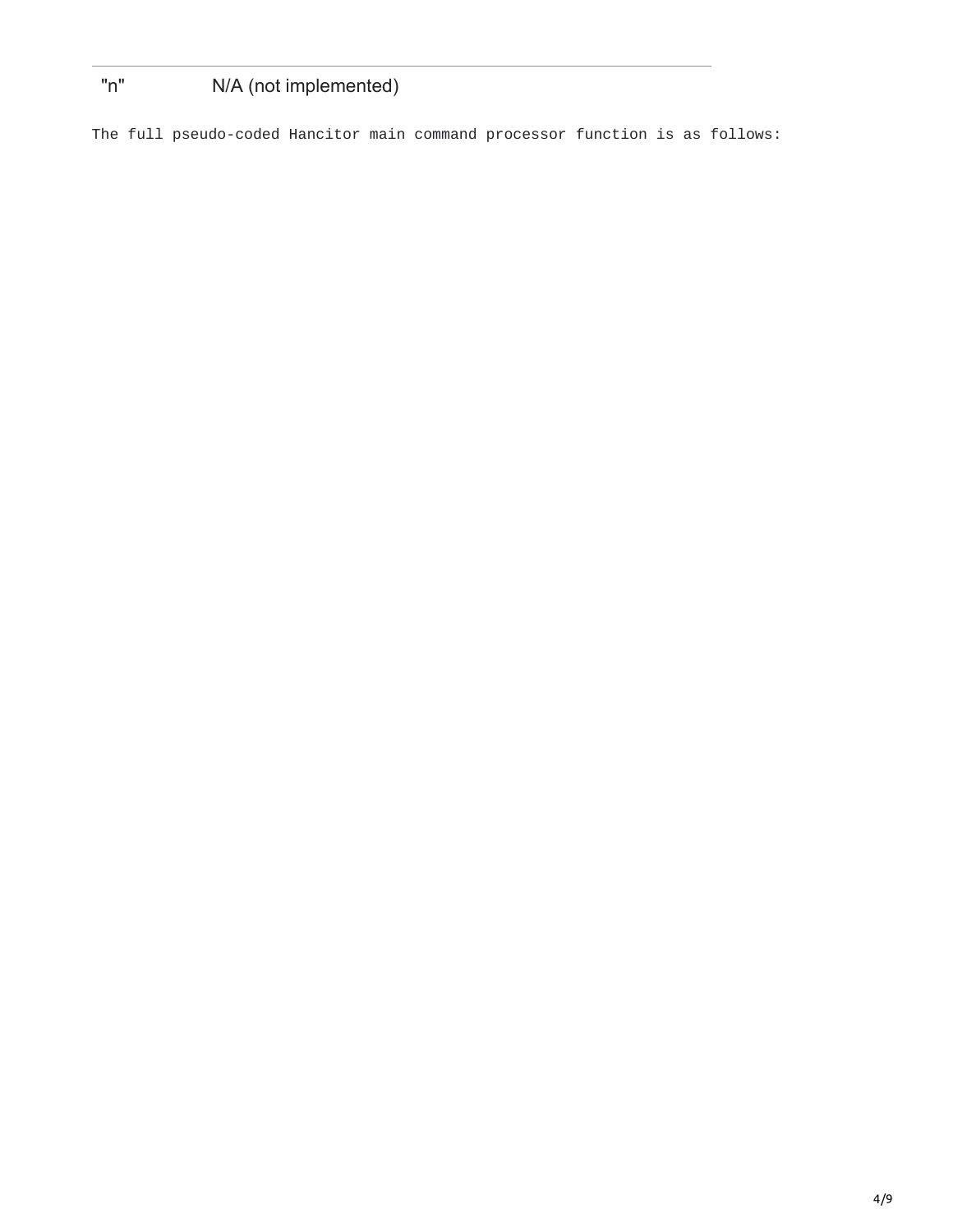| | |
|---|---|
| "n" | N/A (not implemented) |

The full pseudo-coded Hancitor main command processor function is as follows: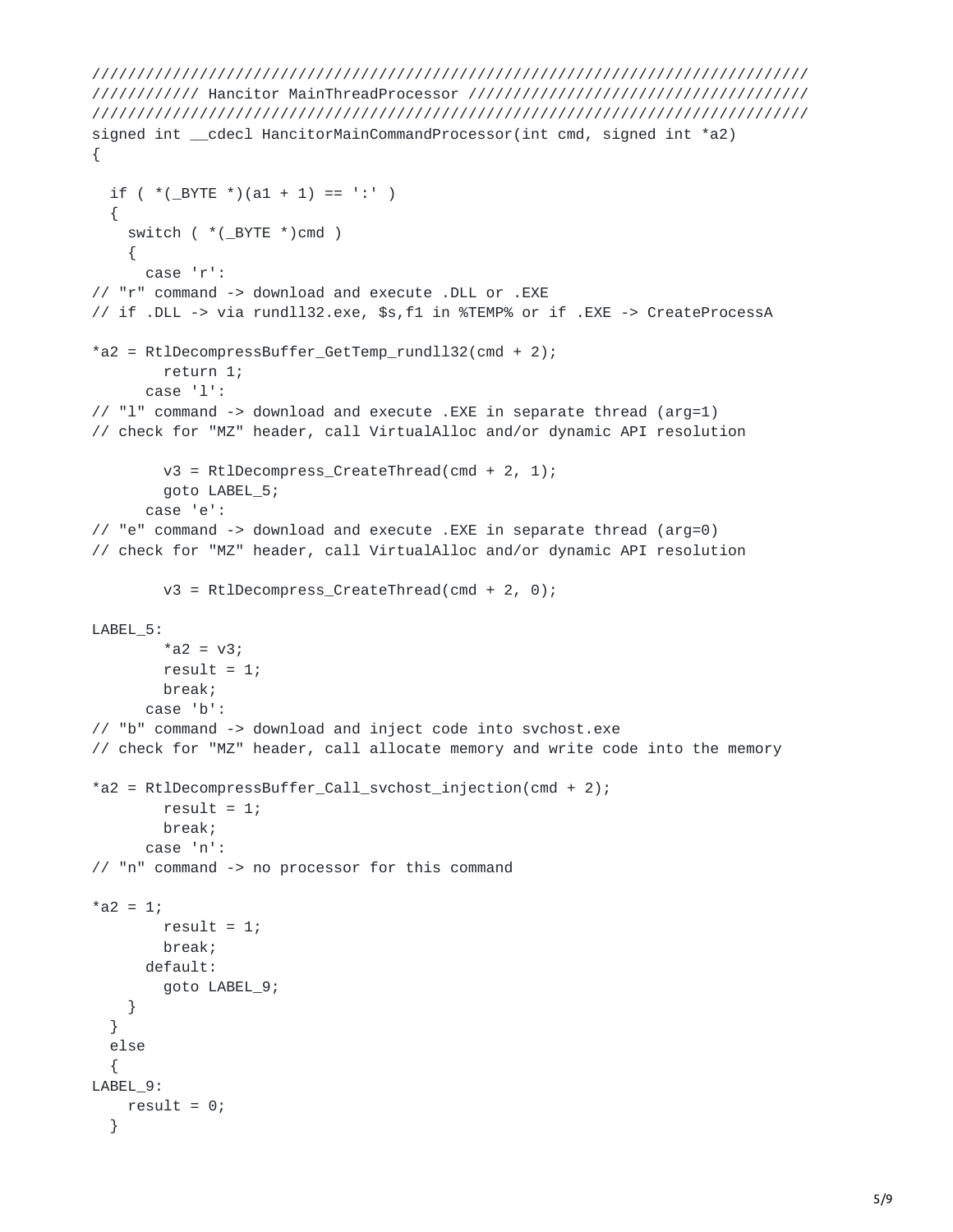```
//////////////////////////////////////////////////////////////////////////////
//////////// Hancitor MainThreadProcessor ////////////////////////////////////
//////////////////////////////////////////////////////////////////////////////
signed int __cdecl HancitorMainCommandProcessor(int cmd, signed int *a2)
{

  if ( *(_BYTE *)(a1 + 1) == ':' )
  {
    switch ( *(_BYTE *)cmd )
    {
      case 'r':
// "r" command -> download and execute .DLL or .EXE
// if .DLL -> via rundll32.exe, $s,f1 in %TEMP% or if .EXE -> CreateProcessA

*a2 = RtlDecompressBuffer_GetTemp_rundll32(cmd + 2);
        return 1;
      case 'l':
// "l" command -> download and execute .EXE in separate thread (arg=1)
// check for "MZ" header, call VirtualAlloc and/or dynamic API resolution

        v3 = RtlDecompress_CreateThread(cmd + 2, 1);
        goto LABEL_5;
      case 'e':
// "e" command -> download and execute .EXE in separate thread (arg=0)
// check for "MZ" header, call VirtualAlloc and/or dynamic API resolution

        v3 = RtlDecompress_CreateThread(cmd + 2, 0);

LABEL_5:
        *a2 = v3;
        result = 1;
        break;
      case 'b':
// "b" command -> download and inject code into svchost.exe
// check for "MZ" header, call allocate memory and write code into the memory

*a2 = RtlDecompressBuffer_Call_svchost_injection(cmd + 2);
        result = 1;
        break;
      case 'n':
// "n" command -> no processor for this command

*a2 = 1;
        result = 1;
        break;
      default:
        goto LABEL_9;
    }
  }
  else
  {
LABEL_9:
    result = 0;
  }
```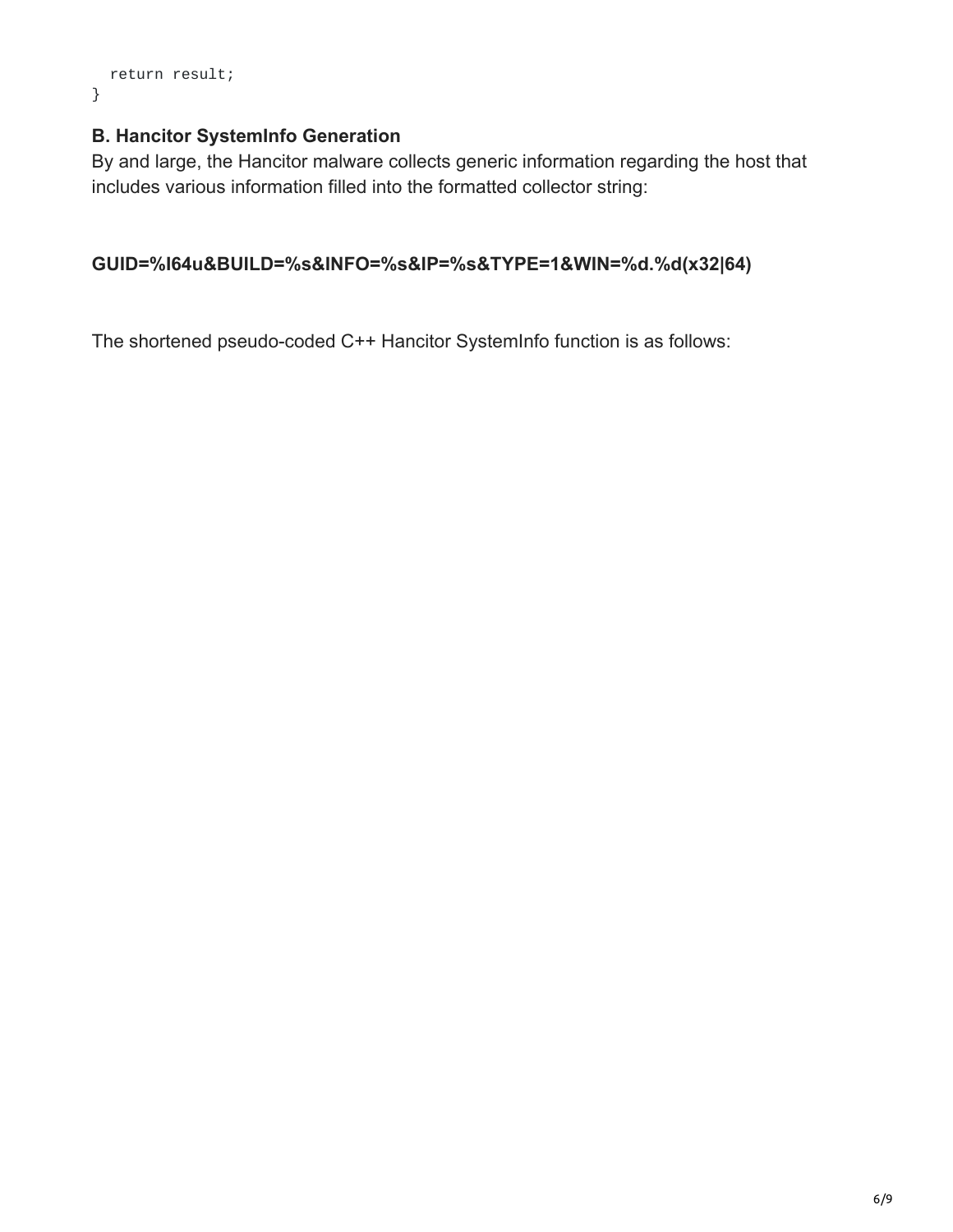```
  return result;
}
```

### B. Hancitor SystemInfo Generation

By and large, the Hancitor malware collects generic information regarding the host that includes various information filled into the formatted collector string:

**GUID=%I64u&BUILD=%s&INFO=%s&IP=%s&TYPE=1&WIN=%d.%d(x32|64)**

The shortened pseudo-coded C++ Hancitor SystemInfo function is as follows: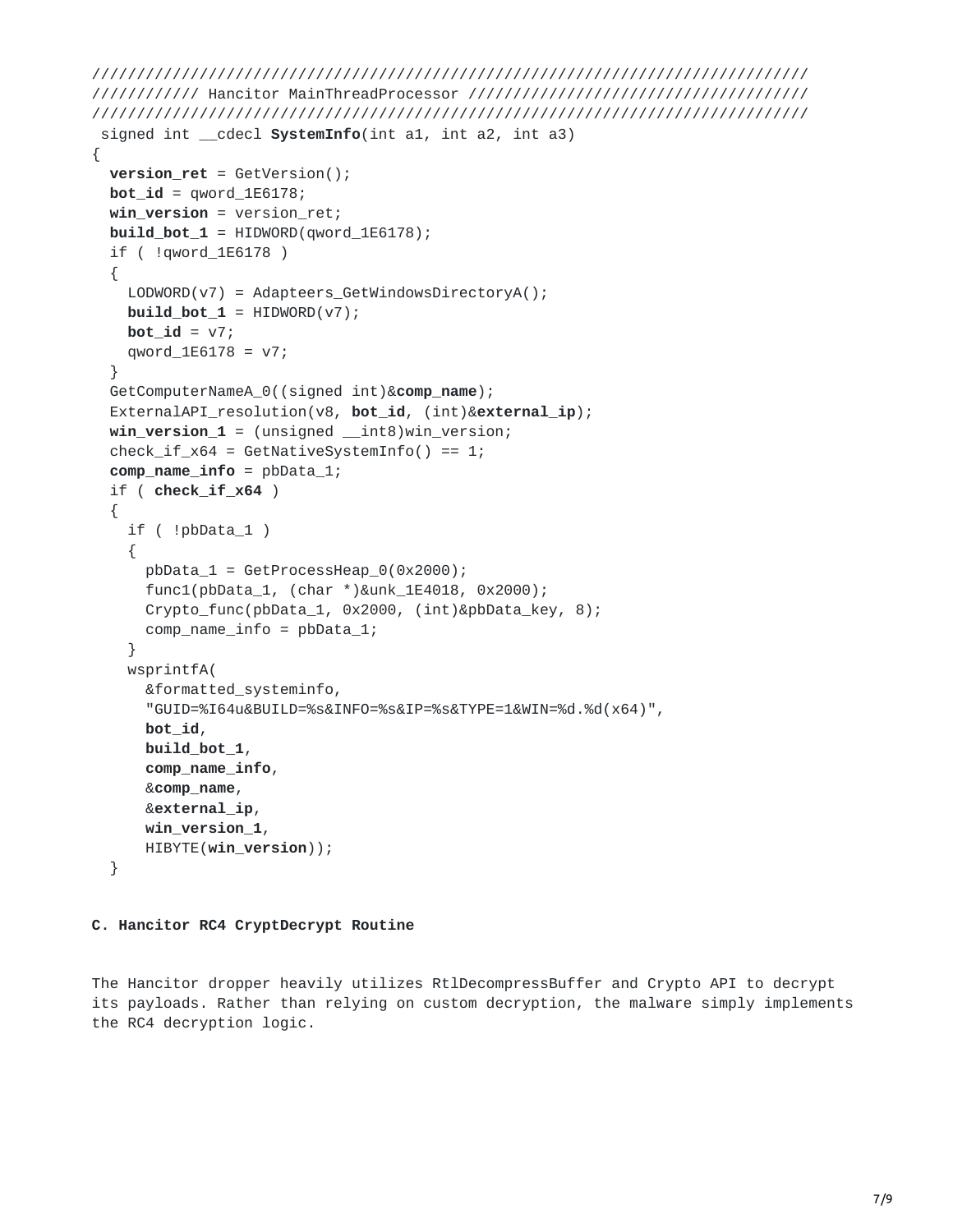```
////////////////////////////////////////////////////////////////////////////////
//////////// Hancitor MainThreadProcessor //////////////////////////////////////
////////////////////////////////////////////////////////////////////////////////
 signed int __cdecl SystemInfo(int a1, int a2, int a3)
{
  version_ret = GetVersion();
  bot_id = qword_1E6178;
  win_version = version_ret;
  build_bot_1 = HIDWORD(qword_1E6178);
  if ( !qword_1E6178 )
  {
    LODWORD(v7) = Adapteers_GetWindowsDirectoryA();
    build_bot_1 = HIDWORD(v7);
    bot_id = v7;
    qword_1E6178 = v7;
  }
  GetComputerNameA_0((signed int)&comp_name);
  ExternalAPI_resolution(v8, bot_id, (int)&external_ip);
  win_version_1 = (unsigned __int8)win_version;
  check_if_x64 = GetNativeSystemInfo() == 1;
  comp_name_info = pbData_1;
  if ( check_if_x64 )
  {
    if ( !pbData_1 )
    {
      pbData_1 = GetProcessHeap_0(0x2000);
      func1(pbData_1, (char *)&unk_1E4018, 0x2000);
      Crypto_func(pbData_1, 0x2000, (int)&pbData_key, 8);
      comp_name_info = pbData_1;
    }
    wsprintfA(
      &formatted_systeminfo,
      "GUID=%I64u&BUILD=%s&INFO=%s&IP=%s&TYPE=1&WIN=%d.%d(x64)",
      bot_id,
      build_bot_1,
      comp_name_info,
      &comp_name,
      &external_ip,
      win_version_1,
      HIBYTE(win_version));
  }
```

**C. Hancitor RC4 CryptDecrypt Routine**

The Hancitor dropper heavily utilizes RtlDecompressBuffer and Crypto API to decrypt its payloads. Rather than relying on custom decryption, the malware simply implements the RC4 decryption logic.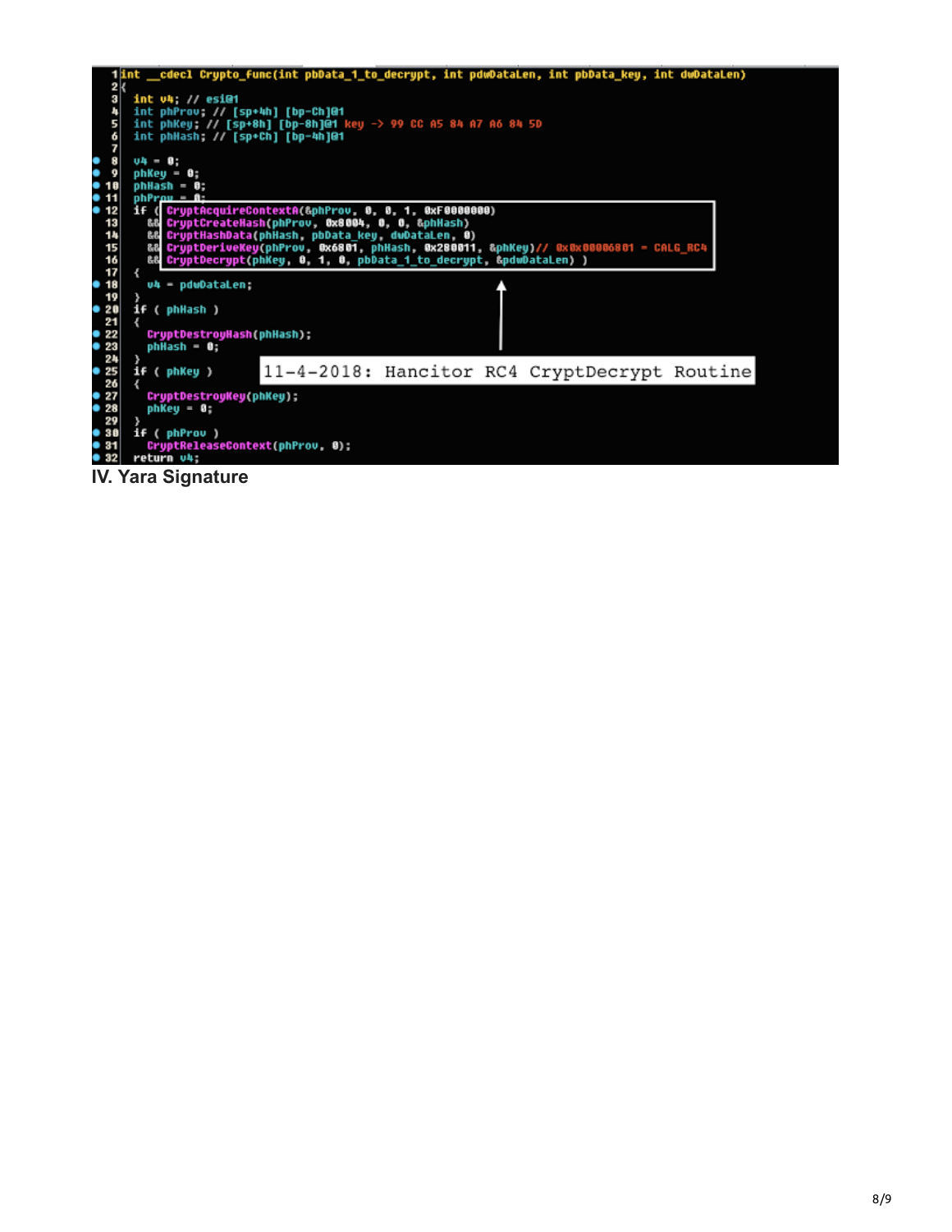```
1 int __cdecl Crypto_Func(int pbData_1_to_decrypt, int pdwDataLen, int pbData_key, int dwDataLen)
2 {
3   int v4; // esi@1
4   int phProv; // [sp+4h] [bp-Ch]@1
5   int phKey; // [sp+8h] [bp-8h]@1 key -> 99 CC A5 84 A7 A6 84 5D
6   int phHash; // [sp+Ch] [bp-4h]@1
7
8   v4 = 0;
9   phKey = 0;
10  phHash = 0;
11  phProv = 0;
12  if ( CryptAcquireContextA(&phProv, 0, 0, 1, 0xF0000000)
13    && CryptCreateHash(phProv, 0x8004, 0, 0, &phHash)
14    && CryptHashData(phHash, pbData_key, dwDataLen, 0)
15    && CryptDeriveKey(phProv, 0x6801, phHash, 0x280011, &phKey)// 0x0x00006801 = CALG_RC4
16    && CryptDecrypt(phKey, 0, 1, 0, pbData_1_to_decrypt, &pdwDataLen) )
17  {
18    v4 = pdwDataLen;
19  }
20  if ( phHash )
21  {
22    CryptDestroyHash(phHash);
23    phHash = 0;
24  }
25  if ( phKey )
26  {
27    CryptDestroyKey(phKey);
28    phKey = 0;
29  }
30  if ( phProv )
31    CryptReleaseContext(phProv, 0);
32  return v4;
```

11-4-2018: Hancitor RC4 CryptDecrypt Routine

## IV. Yara Signature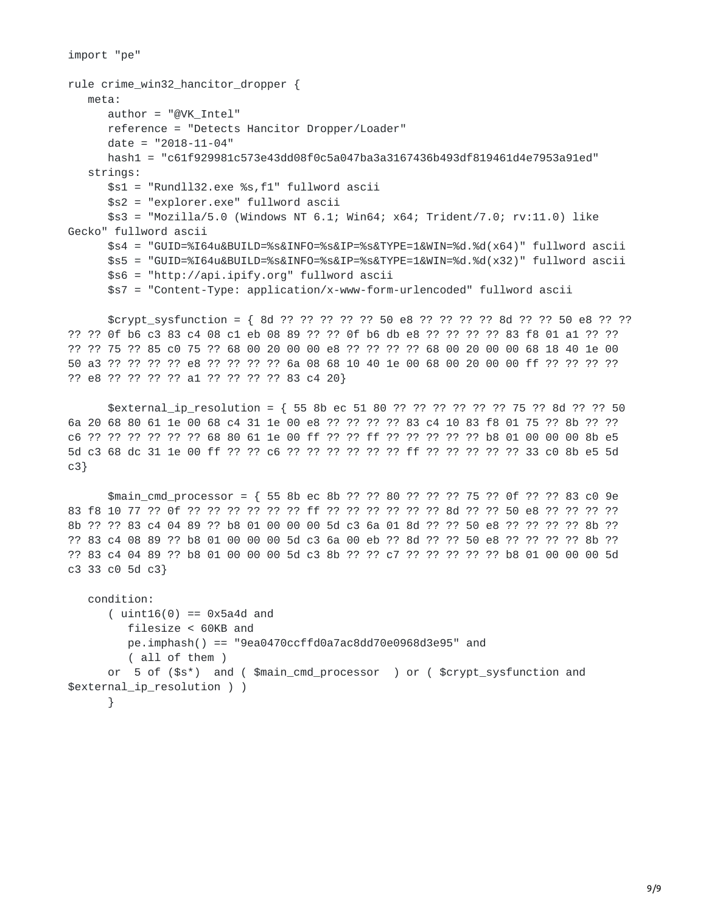```
import "pe"

rule crime_win32_hancitor_dropper {
   meta:
      author = "@VK_Intel"
      reference = "Detects Hancitor Dropper/Loader"
      date = "2018-11-04"
      hash1 = "c61f929981c573e43dd08f0c5a047ba3a3167436b493df819461d4e7953a91ed"
   strings:
      $s1 = "Rundll32.exe %s,f1" fullword ascii
      $s2 = "explorer.exe" fullword ascii
      $s3 = "Mozilla/5.0 (Windows NT 6.1; Win64; x64; Trident/7.0; rv:11.0) like
Gecko" fullword ascii
      $s4 = "GUID=%I64u&BUILD=%s&INFO=%s&IP=%s&TYPE=1&WIN=%d.%d(x64)" fullword ascii
      $s5 = "GUID=%I64u&BUILD=%s&INFO=%s&IP=%s&TYPE=1&WIN=%d.%d(x32)" fullword ascii
      $s6 = "http://api.ipify.org" fullword ascii
      $s7 = "Content-Type: application/x-www-form-urlencoded" fullword ascii

      $crypt_sysfunction = { 8d ?? ?? ?? ?? ?? 50 e8 ?? ?? ?? ?? 8d ?? ?? 50 e8 ?? ??
?? ?? 0f b6 c3 83 c4 08 c1 eb 08 89 ?? ?? 0f b6 db e8 ?? ?? ?? ?? 83 f8 01 a1 ?? ??
?? ?? 75 ?? 85 c0 75 ?? 68 00 20 00 00 e8 ?? ?? ?? ?? 68 00 20 00 00 68 18 40 1e 00
50 a3 ?? ?? ?? ?? e8 ?? ?? ?? ?? 6a 08 68 10 40 1e 00 68 00 20 00 00 ff ?? ?? ?? ??
?? e8 ?? ?? ?? ?? a1 ?? ?? ?? ?? 83 c4 20}

      $external_ip_resolution = { 55 8b ec 51 80 ?? ?? ?? ?? ?? ?? 75 ?? 8d ?? ?? 50
6a 20 68 80 61 1e 00 68 c4 31 1e 00 e8 ?? ?? ?? ?? 83 c4 10 83 f8 01 75 ?? 8b ?? ??
c6 ?? ?? ?? ?? ?? ?? 68 80 61 1e 00 ff ?? ?? ff ?? ?? ?? ?? ?? b8 01 00 00 00 8b e5
5d c3 68 dc 31 1e 00 ff ?? ?? c6 ?? ?? ?? ?? ?? ?? ff ?? ?? ?? ?? ?? 33 c0 8b e5 5d
c3}

      $main_cmd_processor = { 55 8b ec 8b ?? ?? 80 ?? ?? ?? 75 ?? 0f ?? ?? 83 c0 9e
83 f8 10 77 ?? 0f ?? ?? ?? ?? ?? ?? ff ?? ?? ?? ?? ?? ?? 8d ?? ?? 50 e8 ?? ?? ?? ??
8b ?? ?? 83 c4 04 89 ?? b8 01 00 00 00 5d c3 6a 01 8d ?? ?? 50 e8 ?? ?? ?? ?? 8b ??
?? 83 c4 08 89 ?? b8 01 00 00 00 5d c3 6a 00 eb ?? 8d ?? ?? 50 e8 ?? ?? ?? ?? 8b ??
?? 83 c4 04 89 ?? b8 01 00 00 00 5d c3 8b ?? ?? c7 ?? ?? ?? ?? ?? b8 01 00 00 00 5d
c3 33 c0 5d c3}

   condition:
      ( uint16(0) == 0x5a4d and
         filesize < 60KB and
         pe.imphash() == "9ea0470ccffd0a7ac8dd70e0968d3e95" and
         ( all of them )
      or  5 of ($s*)  and ( $main_cmd_processor  ) or ( $crypt_sysfunction and
$external_ip_resolution ) )
      }
```